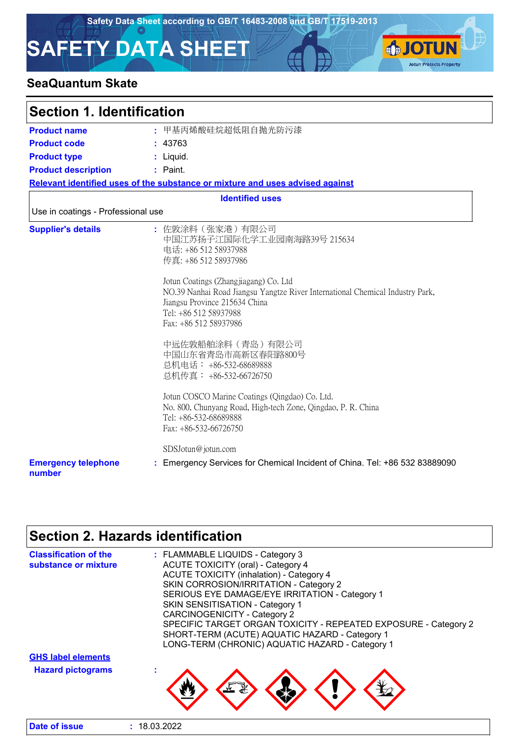Safety Data Sheet according to GB/T 16483-2008 and GB/T 17519-2013

# SAFETY DATA SHEET

## SeaQuantum Skate

## Section 1. Identification

**Product name** : 甲基丙烯酸硅烷超低阻自抛光防污漆

**Product code** : 43763

**Product type** : Liquid.

**Product description** : Paint.

**Relevant identified uses of the substance or mixture and uses advised against**

| Identified uses |
|---|
| Use in coatings - Professional use |

**Supplier's details** :

佐敦涂料（张家港）有限公司
中国江苏扬子江国际化学工业园南海路39号 215634
电话: +86 512 58937988
传真: +86 512 58937986

Jotun Coatings (Zhangjiagang) Co. Ltd
NO.39 Nanhai Road Jiangsu Yangtze River International Chemical Industry Park,
Jiangsu Province 215634 China
Tel: +86 512 58937988
Fax: +86 512 58937986

中远佐敦船舶涂料（青岛）有限公司
中国山东省青岛市高新区春阳路800号
总机电话： +86-532-68689888
总机传真： +86-532-66726750

Jotun COSCO Marine Coatings (Qingdao) Co. Ltd.
No. 800, Chunyang Road, High-tech Zone, Qingdao, P. R. China
Tel: +86-532-68689888
Fax: +86-532-66726750

SDSJotun@jotun.com

**Emergency telephone number** : Emergency Services for Chemical Incident of China. Tel: +86 532 83889090

## Section 2. Hazards identification

**Classification of the substance or mixture** :

FLAMMABLE LIQUIDS - Category 3
ACUTE TOXICITY (oral) - Category 4
ACUTE TOXICITY (inhalation) - Category 4
SKIN CORROSION/IRRITATION - Category 2
SERIOUS EYE DAMAGE/EYE IRRITATION - Category 1
SKIN SENSITISATION - Category 1
CARCINOGENICITY - Category 2
SPECIFIC TARGET ORGAN TOXICITY - REPEATED EXPOSURE - Category 2
SHORT-TERM (ACUTE) AQUATIC HAZARD - Category 1
LONG-TERM (CHRONIC) AQUATIC HAZARD - Category 1

**GHS label elements**

**Hazard pictograms** :

**Date of issue** : 18.03.2022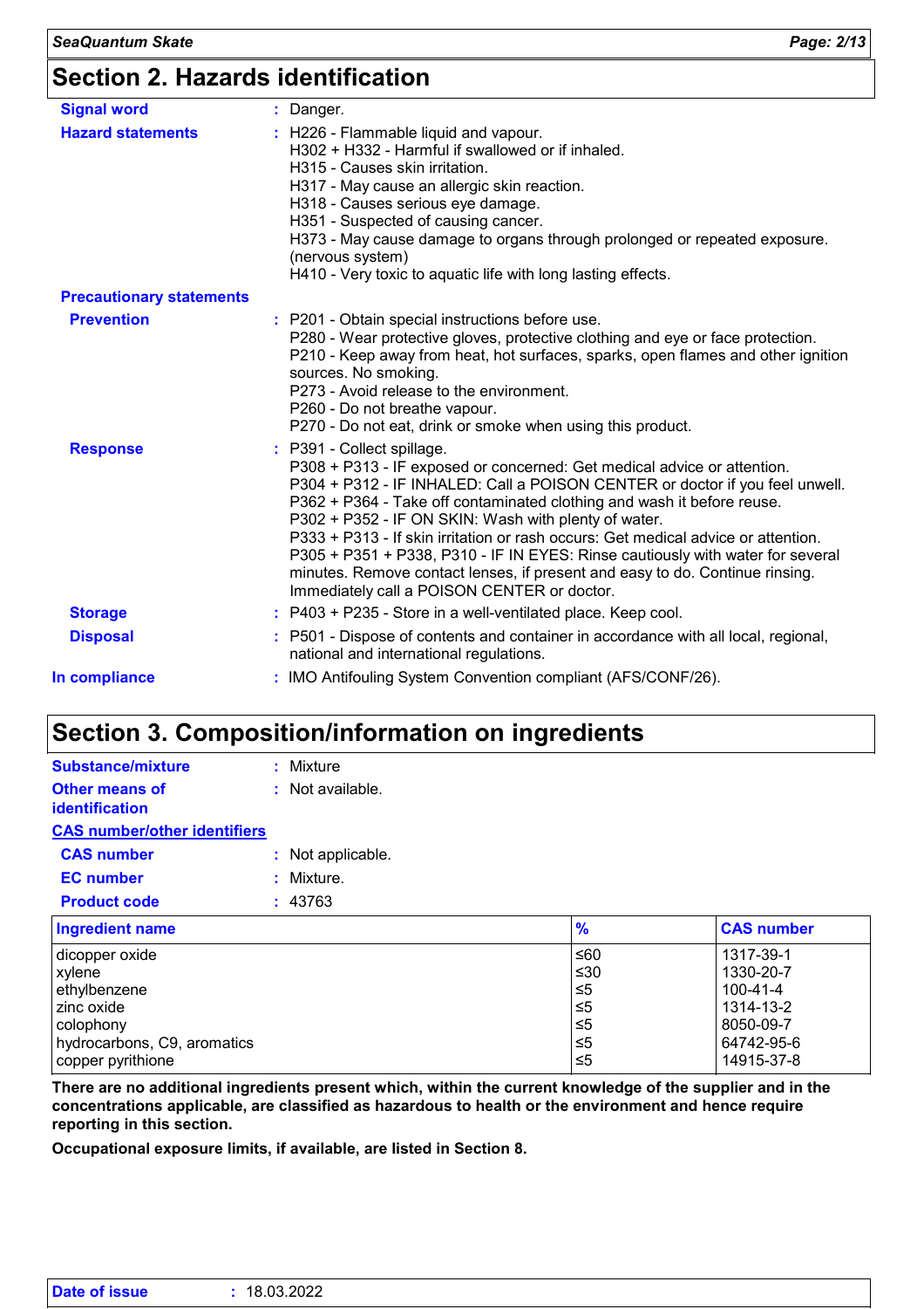## Section 2. Hazards identification

**Signal word** : Danger.

**Hazard statements** : H226 - Flammable liquid and vapour.
H302 + H332 - Harmful if swallowed or if inhaled.
H315 - Causes skin irritation.
H317 - May cause an allergic skin reaction.
H318 - Causes serious eye damage.
H351 - Suspected of causing cancer.
H373 - May cause damage to organs through prolonged or repeated exposure. (nervous system)
H410 - Very toxic to aquatic life with long lasting effects.

**Precautionary statements**

**Prevention** : P201 - Obtain special instructions before use.
P280 - Wear protective gloves, protective clothing and eye or face protection.
P210 - Keep away from heat, hot surfaces, sparks, open flames and other ignition sources. No smoking.
P273 - Avoid release to the environment.
P260 - Do not breathe vapour.
P270 - Do not eat, drink or smoke when using this product.

**Response** : P391 - Collect spillage.
P308 + P313 - IF exposed or concerned: Get medical advice or attention.
P304 + P312 - IF INHALED: Call a POISON CENTER or doctor if you feel unwell.
P362 + P364 - Take off contaminated clothing and wash it before reuse.
P302 + P352 - IF ON SKIN: Wash with plenty of water.
P333 + P313 - If skin irritation or rash occurs: Get medical advice or attention.
P305 + P351 + P338, P310 - IF IN EYES: Rinse cautiously with water for several minutes. Remove contact lenses, if present and easy to do. Continue rinsing. Immediately call a POISON CENTER or doctor.

**Storage** : P403 + P235 - Store in a well-ventilated place. Keep cool.

**Disposal** : P501 - Dispose of contents and container in accordance with all local, regional, national and international regulations.

**In compliance** : IMO Antifouling System Convention compliant (AFS/CONF/26).

## Section 3. Composition/information on ingredients

**Substance/mixture** : Mixture

**Other means of identification** : Not available.

**CAS number/other identifiers**

**CAS number** : Not applicable.

**EC number** : Mixture.

**Product code** : 43763

| Ingredient name | % | CAS number |
|---|---|---|
| dicopper oxide | ≤60 | 1317-39-1 |
| xylene | ≤30 | 1330-20-7 |
| ethylbenzene | ≤5 | 100-41-4 |
| zinc oxide | ≤5 | 1314-13-2 |
| colophony | ≤5 | 8050-09-7 |
| hydrocarbons, C9, aromatics | ≤5 | 64742-95-6 |
| copper pyrithione | ≤5 | 14915-37-8 |

**There are no additional ingredients present which, within the current knowledge of the supplier and in the concentrations applicable, are classified as hazardous to health or the environment and hence require reporting in this section.**

**Occupational exposure limits, if available, are listed in Section 8.**

**Date of issue** : 18.03.2022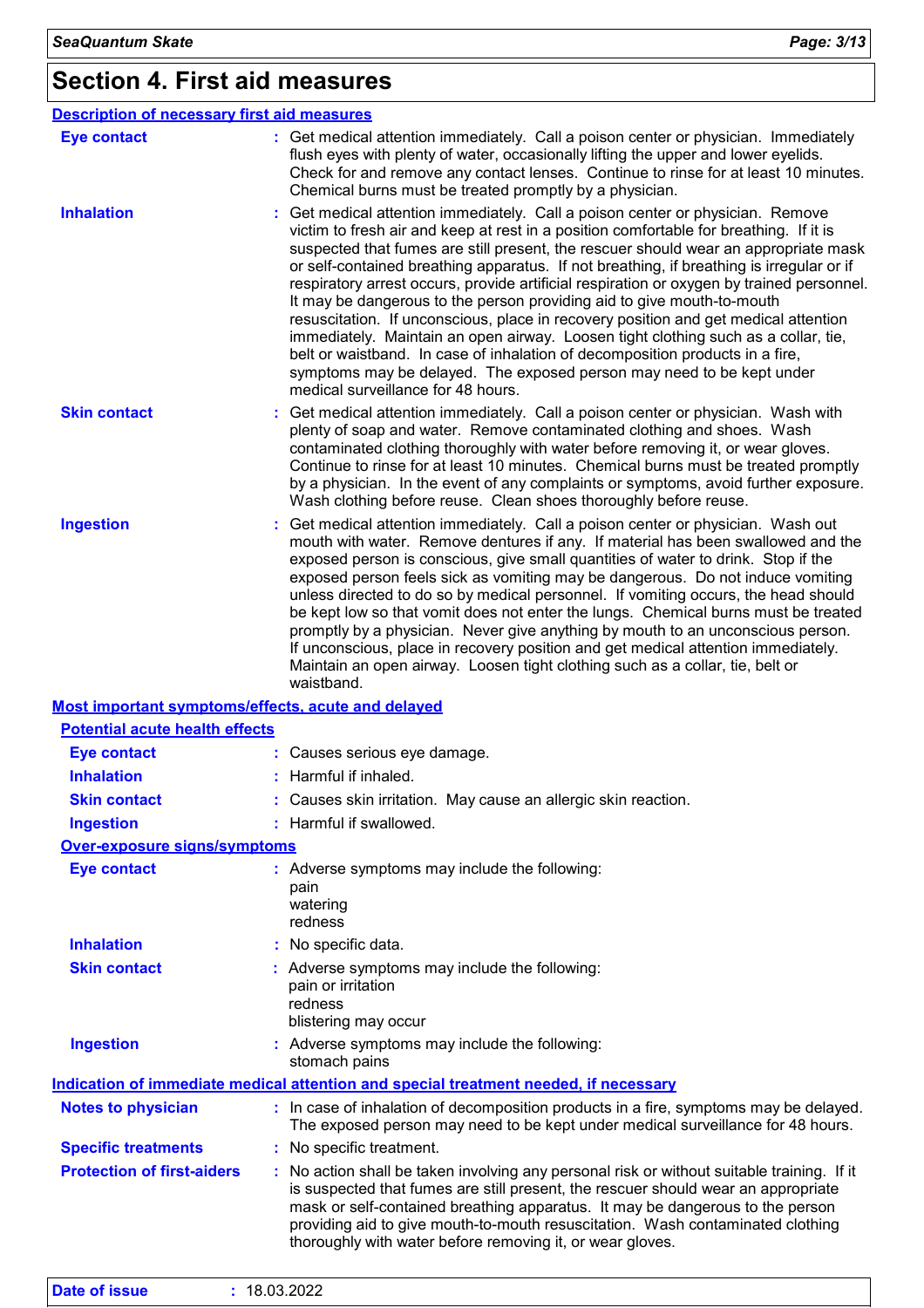# Section 4. First aid measures

## Description of necessary first aid measures

**Eye contact** : Get medical attention immediately. Call a poison center or physician. Immediately flush eyes with plenty of water, occasionally lifting the upper and lower eyelids. Check for and remove any contact lenses. Continue to rinse for at least 10 minutes. Chemical burns must be treated promptly by a physician.

**Inhalation** : Get medical attention immediately. Call a poison center or physician. Remove victim to fresh air and keep at rest in a position comfortable for breathing. If it is suspected that fumes are still present, the rescuer should wear an appropriate mask or self-contained breathing apparatus. If not breathing, if breathing is irregular or if respiratory arrest occurs, provide artificial respiration or oxygen by trained personnel. It may be dangerous to the person providing aid to give mouth-to-mouth resuscitation. If unconscious, place in recovery position and get medical attention immediately. Maintain an open airway. Loosen tight clothing such as a collar, tie, belt or waistband. In case of inhalation of decomposition products in a fire, symptoms may be delayed. The exposed person may need to be kept under medical surveillance for 48 hours.

**Skin contact** : Get medical attention immediately. Call a poison center or physician. Wash with plenty of soap and water. Remove contaminated clothing and shoes. Wash contaminated clothing thoroughly with water before removing it, or wear gloves. Continue to rinse for at least 10 minutes. Chemical burns must be treated promptly by a physician. In the event of any complaints or symptoms, avoid further exposure. Wash clothing before reuse. Clean shoes thoroughly before reuse.

**Ingestion** : Get medical attention immediately. Call a poison center or physician. Wash out mouth with water. Remove dentures if any. If material has been swallowed and the exposed person is conscious, give small quantities of water to drink. Stop if the exposed person feels sick as vomiting may be dangerous. Do not induce vomiting unless directed to do so by medical personnel. If vomiting occurs, the head should be kept low so that vomit does not enter the lungs. Chemical burns must be treated promptly by a physician. Never give anything by mouth to an unconscious person. If unconscious, place in recovery position and get medical attention immediately. Maintain an open airway. Loosen tight clothing such as a collar, tie, belt or waistband.

## Most important symptoms/effects, acute and delayed

### Potential acute health effects

**Eye contact** : Causes serious eye damage.

**Inhalation** : Harmful if inhaled.

**Skin contact** : Causes skin irritation. May cause an allergic skin reaction.

**Ingestion** : Harmful if swallowed.

### Over-exposure signs/symptoms

**Eye contact** : Adverse symptoms may include the following:
pain
watering
redness

**Inhalation** : No specific data.

**Skin contact** : Adverse symptoms may include the following:
pain or irritation
redness
blistering may occur

**Ingestion** : Adverse symptoms may include the following:
stomach pains

## Indication of immediate medical attention and special treatment needed, if necessary

**Notes to physician** : In case of inhalation of decomposition products in a fire, symptoms may be delayed. The exposed person may need to be kept under medical surveillance for 48 hours.

**Specific treatments** : No specific treatment.

**Protection of first-aiders** : No action shall be taken involving any personal risk or without suitable training. If it is suspected that fumes are still present, the rescuer should wear an appropriate mask or self-contained breathing apparatus. It may be dangerous to the person providing aid to give mouth-to-mouth resuscitation. Wash contaminated clothing thoroughly with water before removing it, or wear gloves.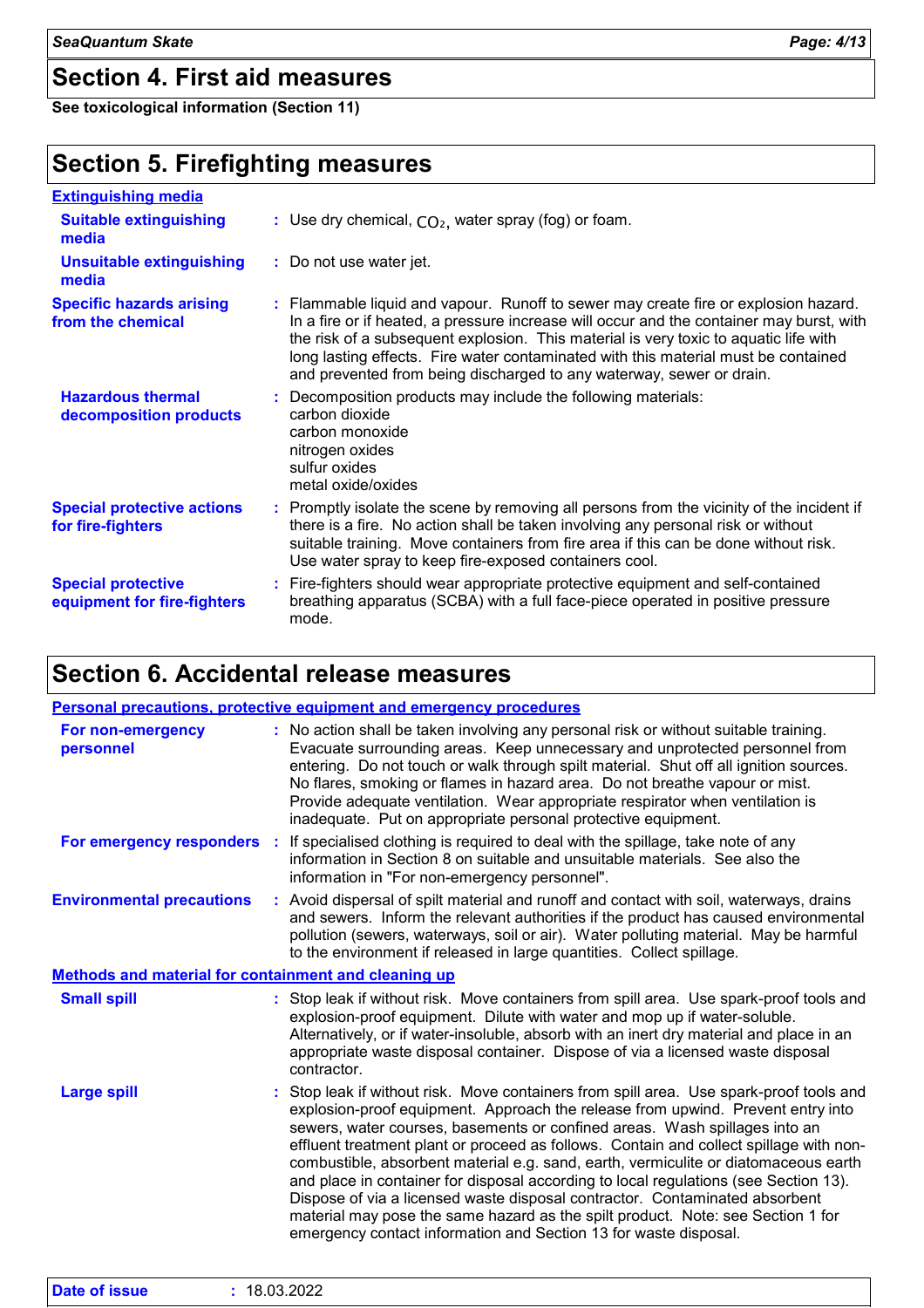## Section 4. First aid measures

**See toxicological information (Section 11)**

## Section 5. Firefighting measures

### Extinguishing media

**Suitable extinguishing media** : Use dry chemical, $CO_2$, water spray (fog) or foam.

**Unsuitable extinguishing media** : Do not use water jet.

**Specific hazards arising from the chemical** : Flammable liquid and vapour. Runoff to sewer may create fire or explosion hazard. In a fire or if heated, a pressure increase will occur and the container may burst, with the risk of a subsequent explosion. This material is very toxic to aquatic life with long lasting effects. Fire water contaminated with this material must be contained and prevented from being discharged to any waterway, sewer or drain.

**Hazardous thermal decomposition products** : Decomposition products may include the following materials:
carbon dioxide
carbon monoxide
nitrogen oxides
sulfur oxides
metal oxide/oxides

**Special protective actions for fire-fighters** : Promptly isolate the scene by removing all persons from the vicinity of the incident if there is a fire. No action shall be taken involving any personal risk or without suitable training. Move containers from fire area if this can be done without risk. Use water spray to keep fire-exposed containers cool.

**Special protective equipment for fire-fighters** : Fire-fighters should wear appropriate protective equipment and self-contained breathing apparatus (SCBA) with a full face-piece operated in positive pressure mode.

## Section 6. Accidental release measures

### Personal precautions, protective equipment and emergency procedures

**For non-emergency personnel** : No action shall be taken involving any personal risk or without suitable training. Evacuate surrounding areas. Keep unnecessary and unprotected personnel from entering. Do not touch or walk through spilt material. Shut off all ignition sources. No flares, smoking or flames in hazard area. Do not breathe vapour or mist. Provide adequate ventilation. Wear appropriate respirator when ventilation is inadequate. Put on appropriate personal protective equipment.

**For emergency responders** : If specialised clothing is required to deal with the spillage, take note of any information in Section 8 on suitable and unsuitable materials. See also the information in "For non-emergency personnel".

**Environmental precautions** : Avoid dispersal of spilt material and runoff and contact with soil, waterways, drains and sewers. Inform the relevant authorities if the product has caused environmental pollution (sewers, waterways, soil or air). Water polluting material. May be harmful to the environment if released in large quantities. Collect spillage.

### Methods and material for containment and cleaning up

**Small spill** : Stop leak if without risk. Move containers from spill area. Use spark-proof tools and explosion-proof equipment. Dilute with water and mop up if water-soluble. Alternatively, or if water-insoluble, absorb with an inert dry material and place in an appropriate waste disposal container. Dispose of via a licensed waste disposal contractor.

**Large spill** : Stop leak if without risk. Move containers from spill area. Use spark-proof tools and explosion-proof equipment. Approach the release from upwind. Prevent entry into sewers, water courses, basements or confined areas. Wash spillages into an effluent treatment plant or proceed as follows. Contain and collect spillage with non-combustible, absorbent material e.g. sand, earth, vermiculite or diatomaceous earth and place in container for disposal according to local regulations (see Section 13). Dispose of via a licensed waste disposal contractor. Contaminated absorbent material may pose the same hazard as the spilt product. Note: see Section 1 for emergency contact information and Section 13 for waste disposal.

**Date of issue** : 18.03.2022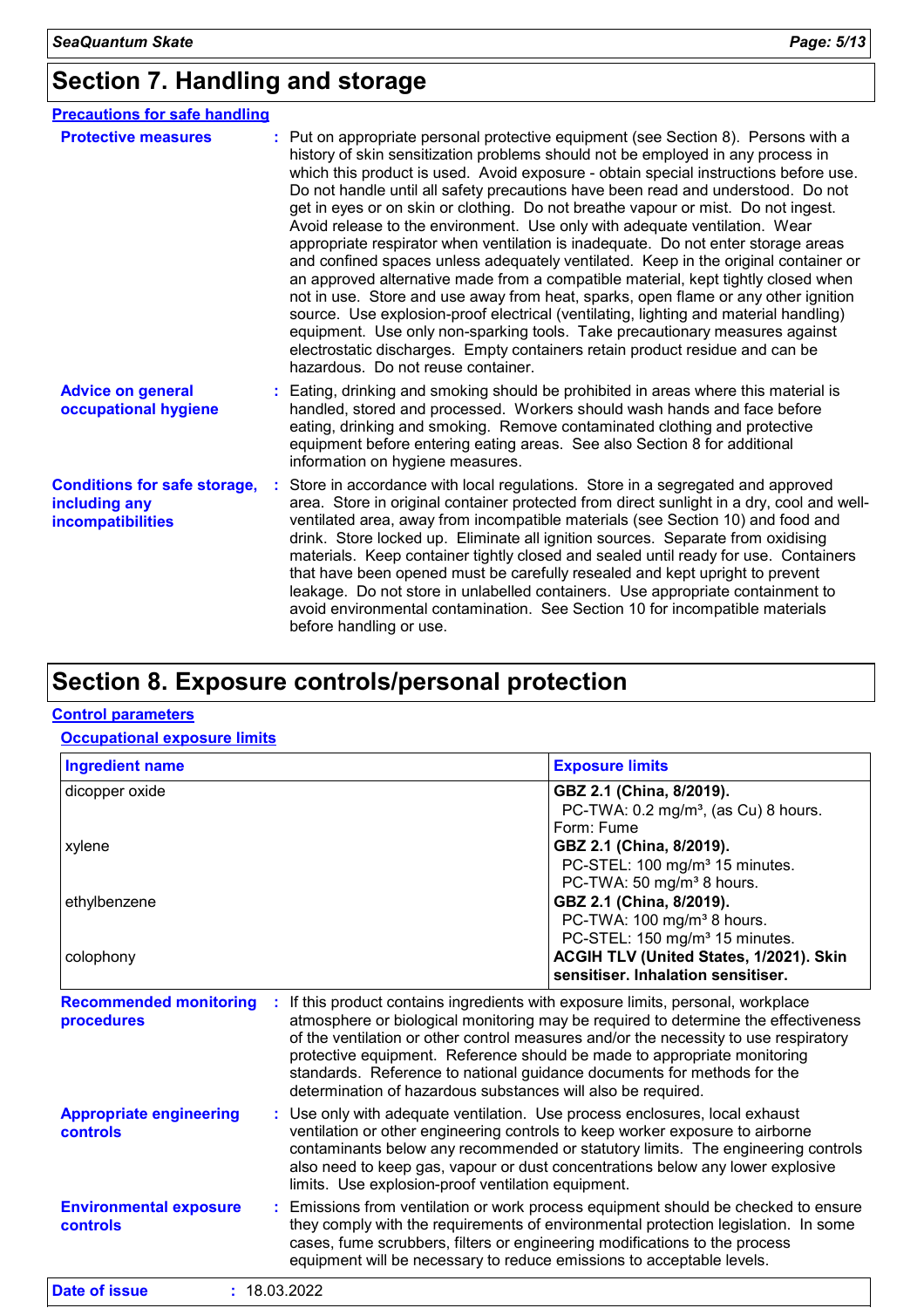## Section 7. Handling and storage

### Precautions for safe handling

**Protective measures** : Put on appropriate personal protective equipment (see Section 8). Persons with a history of skin sensitization problems should not be employed in any process in which this product is used. Avoid exposure - obtain special instructions before use. Do not handle until all safety precautions have been read and understood. Do not get in eyes or on skin or clothing. Do not breathe vapour or mist. Do not ingest. Avoid release to the environment. Use only with adequate ventilation. Wear appropriate respirator when ventilation is inadequate. Do not enter storage areas and confined spaces unless adequately ventilated. Keep in the original container or an approved alternative made from a compatible material, kept tightly closed when not in use. Store and use away from heat, sparks, open flame or any other ignition source. Use explosion-proof electrical (ventilating, lighting and material handling) equipment. Use only non-sparking tools. Take precautionary measures against electrostatic discharges. Empty containers retain product residue and can be hazardous. Do not reuse container.

**Advice on general occupational hygiene** : Eating, drinking and smoking should be prohibited in areas where this material is handled, stored and processed. Workers should wash hands and face before eating, drinking and smoking. Remove contaminated clothing and protective equipment before entering eating areas. See also Section 8 for additional information on hygiene measures.

**Conditions for safe storage, including any incompatibilities** : Store in accordance with local regulations. Store in a segregated and approved area. Store in original container protected from direct sunlight in a dry, cool and well-ventilated area, away from incompatible materials (see Section 10) and food and drink. Store locked up. Eliminate all ignition sources. Separate from oxidising materials. Keep container tightly closed and sealed until ready for use. Containers that have been opened must be carefully resealed and kept upright to prevent leakage. Do not store in unlabelled containers. Use appropriate containment to avoid environmental contamination. See Section 10 for incompatible materials before handling or use.

## Section 8. Exposure controls/personal protection

### Control parameters

#### Occupational exposure limits

| Ingredient name | Exposure limits |
|---|---|
| dicopper oxide | **GBZ 2.1 (China, 8/2019).**<br>PC-TWA: 0.2 mg/m³, (as Cu) 8 hours.<br>Form: Fume |
| xylene | **GBZ 2.1 (China, 8/2019).**<br>PC-STEL: 100 mg/m³ 15 minutes.<br>PC-TWA: 50 mg/m³ 8 hours. |
| ethylbenzene | **GBZ 2.1 (China, 8/2019).**<br>PC-TWA: 100 mg/m³ 8 hours.<br>PC-STEL: 150 mg/m³ 15 minutes. |
| colophony | **ACGIH TLV (United States, 1/2021). Skin sensitiser. Inhalation sensitiser.** |

**Recommended monitoring procedures** : If this product contains ingredients with exposure limits, personal, workplace atmosphere or biological monitoring may be required to determine the effectiveness of the ventilation or other control measures and/or the necessity to use respiratory protective equipment. Reference should be made to appropriate monitoring standards. Reference to national guidance documents for methods for the determination of hazardous substances will also be required.

**Appropriate engineering controls** : Use only with adequate ventilation. Use process enclosures, local exhaust ventilation or other engineering controls to keep worker exposure to airborne contaminants below any recommended or statutory limits. The engineering controls also need to keep gas, vapour or dust concentrations below any lower explosive limits. Use explosion-proof ventilation equipment.

**Environmental exposure controls** : Emissions from ventilation or work process equipment should be checked to ensure they comply with the requirements of environmental protection legislation. In some cases, fume scrubbers, filters or engineering modifications to the process equipment will be necessary to reduce emissions to acceptable levels.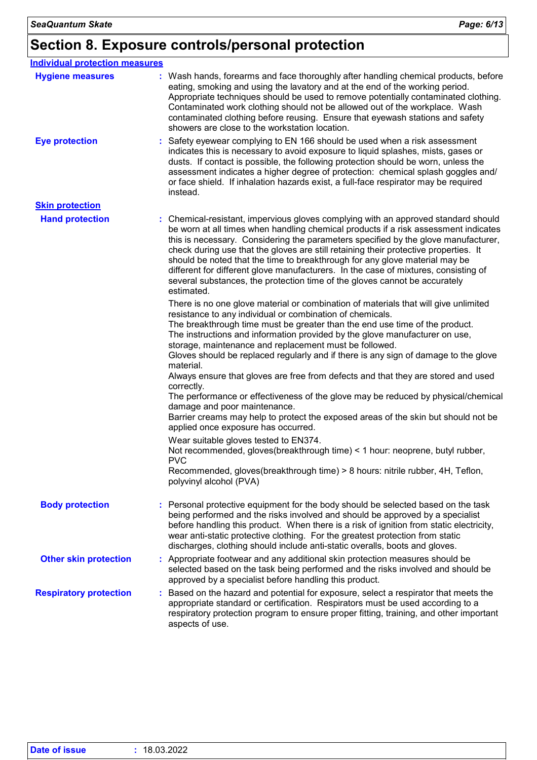# Section 8. Exposure controls/personal protection

## Individual protection measures

**Hygiene measures** : Wash hands, forearms and face thoroughly after handling chemical products, before eating, smoking and using the lavatory and at the end of the working period. Appropriate techniques should be used to remove potentially contaminated clothing. Contaminated work clothing should not be allowed out of the workplace. Wash contaminated clothing before reusing. Ensure that eyewash stations and safety showers are close to the workstation location.

**Eye protection** : Safety eyewear complying to EN 166 should be used when a risk assessment indicates this is necessary to avoid exposure to liquid splashes, mists, gases or dusts. If contact is possible, the following protection should be worn, unless the assessment indicates a higher degree of protection: chemical splash goggles and/ or face shield. If inhalation hazards exist, a full-face respirator may be required instead.

### Skin protection

**Hand protection** : Chemical-resistant, impervious gloves complying with an approved standard should be worn at all times when handling chemical products if a risk assessment indicates this is necessary. Considering the parameters specified by the glove manufacturer, check during use that the gloves are still retaining their protective properties. It should be noted that the time to breakthrough for any glove material may be different for different glove manufacturers. In the case of mixtures, consisting of several substances, the protection time of the gloves cannot be accurately estimated.

There is no one glove material or combination of materials that will give unlimited resistance to any individual or combination of chemicals.
The breakthrough time must be greater than the end use time of the product.
The instructions and information provided by the glove manufacturer on use, storage, maintenance and replacement must be followed.
Gloves should be replaced regularly and if there is any sign of damage to the glove material.
Always ensure that gloves are free from defects and that they are stored and used correctly.
The performance or effectiveness of the glove may be reduced by physical/chemical damage and poor maintenance.
Barrier creams may help to protect the exposed areas of the skin but should not be applied once exposure has occurred.

Wear suitable gloves tested to EN374.
Not recommended, gloves(breakthrough time) < 1 hour: neoprene, butyl rubber, PVC
Recommended, gloves(breakthrough time) > 8 hours: nitrile rubber, 4H, Teflon, polyvinyl alcohol (PVA)

**Body protection** : Personal protective equipment for the body should be selected based on the task being performed and the risks involved and should be approved by a specialist before handling this product. When there is a risk of ignition from static electricity, wear anti-static protective clothing. For the greatest protection from static discharges, clothing should include anti-static overalls, boots and gloves.

**Other skin protection** : Appropriate footwear and any additional skin protection measures should be selected based on the task being performed and the risks involved and should be approved by a specialist before handling this product.

**Respiratory protection** : Based on the hazard and potential for exposure, select a respirator that meets the appropriate standard or certification. Respirators must be used according to a respiratory protection program to ensure proper fitting, training, and other important aspects of use.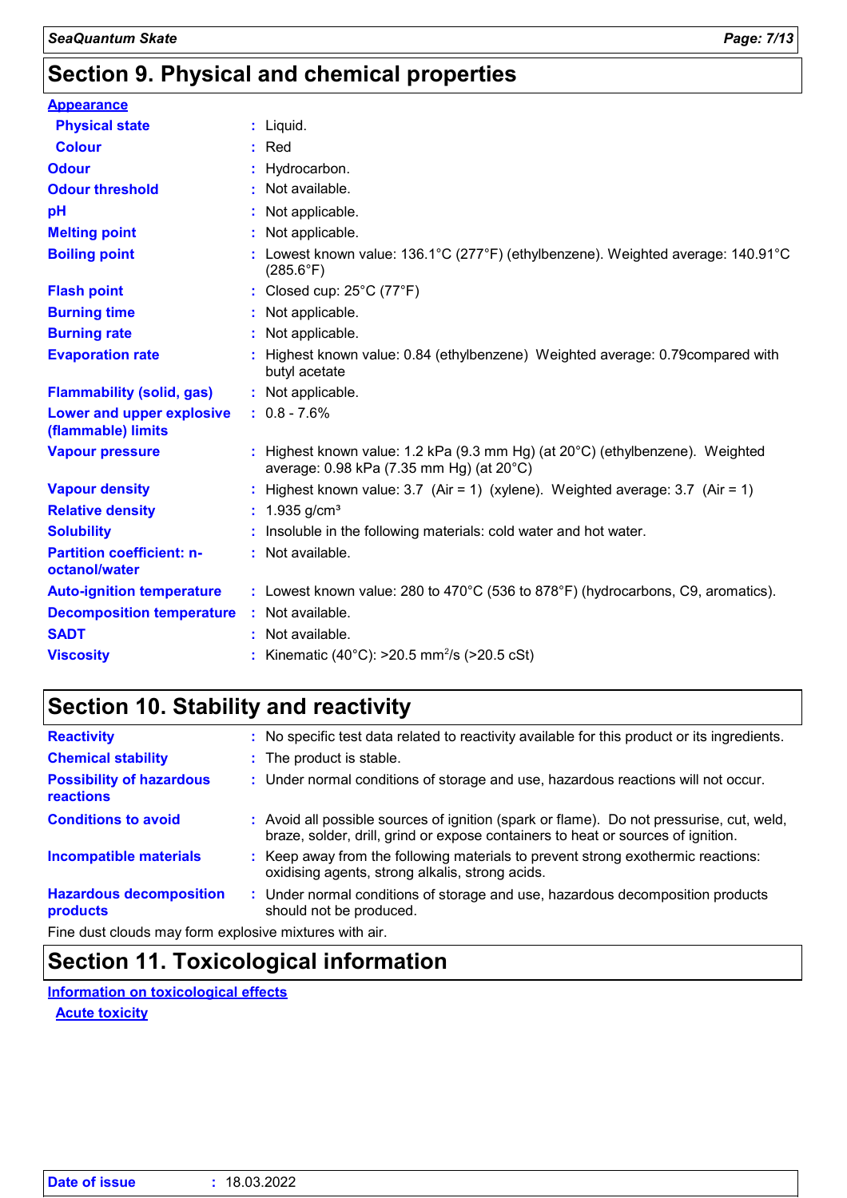## Section 9. Physical and chemical properties

**Appearance**

| | | |
|---|---|---|
| **Physical state** | : | Liquid. |
| **Colour** | : | Red |
| **Odour** | : | Hydrocarbon. |
| **Odour threshold** | : | Not available. |
| **pH** | : | Not applicable. |
| **Melting point** | : | Not applicable. |
| **Boiling point** | : | Lowest known value: 136.1°C (277°F) (ethylbenzene). Weighted average: 140.91°C (285.6°F) |
| **Flash point** | : | Closed cup: 25°C (77°F) |
| **Burning time** | : | Not applicable. |
| **Burning rate** | : | Not applicable. |
| **Evaporation rate** | : | Highest known value: 0.84 (ethylbenzene) Weighted average: 0.79compared with butyl acetate |
| **Flammability (solid, gas)** | : | Not applicable. |
| **Lower and upper explosive (flammable) limits** | : | 0.8 - 7.6% |
| **Vapour pressure** | : | Highest known value: 1.2 kPa (9.3 mm Hg) (at 20°C) (ethylbenzene). Weighted average: 0.98 kPa (7.35 mm Hg) (at 20°C) |
| **Vapour density** | : | Highest known value: 3.7 (Air = 1) (xylene). Weighted average: 3.7 (Air = 1) |
| **Relative density** | : | 1.935 g/cm³ |
| **Solubility** | : | Insoluble in the following materials: cold water and hot water. |
| **Partition coefficient: n-octanol/water** | : | Not available. |
| **Auto-ignition temperature** | : | Lowest known value: 280 to 470°C (536 to 878°F) (hydrocarbons, C9, aromatics). |
| **Decomposition temperature** | : | Not available. |
| **SADT** | : | Not available. |
| **Viscosity** | : | Kinematic (40°C): >20.5 $mm^2/s$ (>20.5 cSt) |

## Section 10. Stability and reactivity

| | | |
|---|---|---|
| **Reactivity** | : | No specific test data related to reactivity available for this product or its ingredients. |
| **Chemical stability** | : | The product is stable. |
| **Possibility of hazardous reactions** | : | Under normal conditions of storage and use, hazardous reactions will not occur. |
| **Conditions to avoid** | : | Avoid all possible sources of ignition (spark or flame). Do not pressurise, cut, weld, braze, solder, drill, grind or expose containers to heat or sources of ignition. |
| **Incompatible materials** | : | Keep away from the following materials to prevent strong exothermic reactions: oxidising agents, strong alkalis, strong acids. |
| **Hazardous decomposition products** | : | Under normal conditions of storage and use, hazardous decomposition products should not be produced. |

Fine dust clouds may form explosive mixtures with air.

## Section 11. Toxicological information

**Information on toxicological effects**

**Acute toxicity**

**Date of issue** : 18.03.2022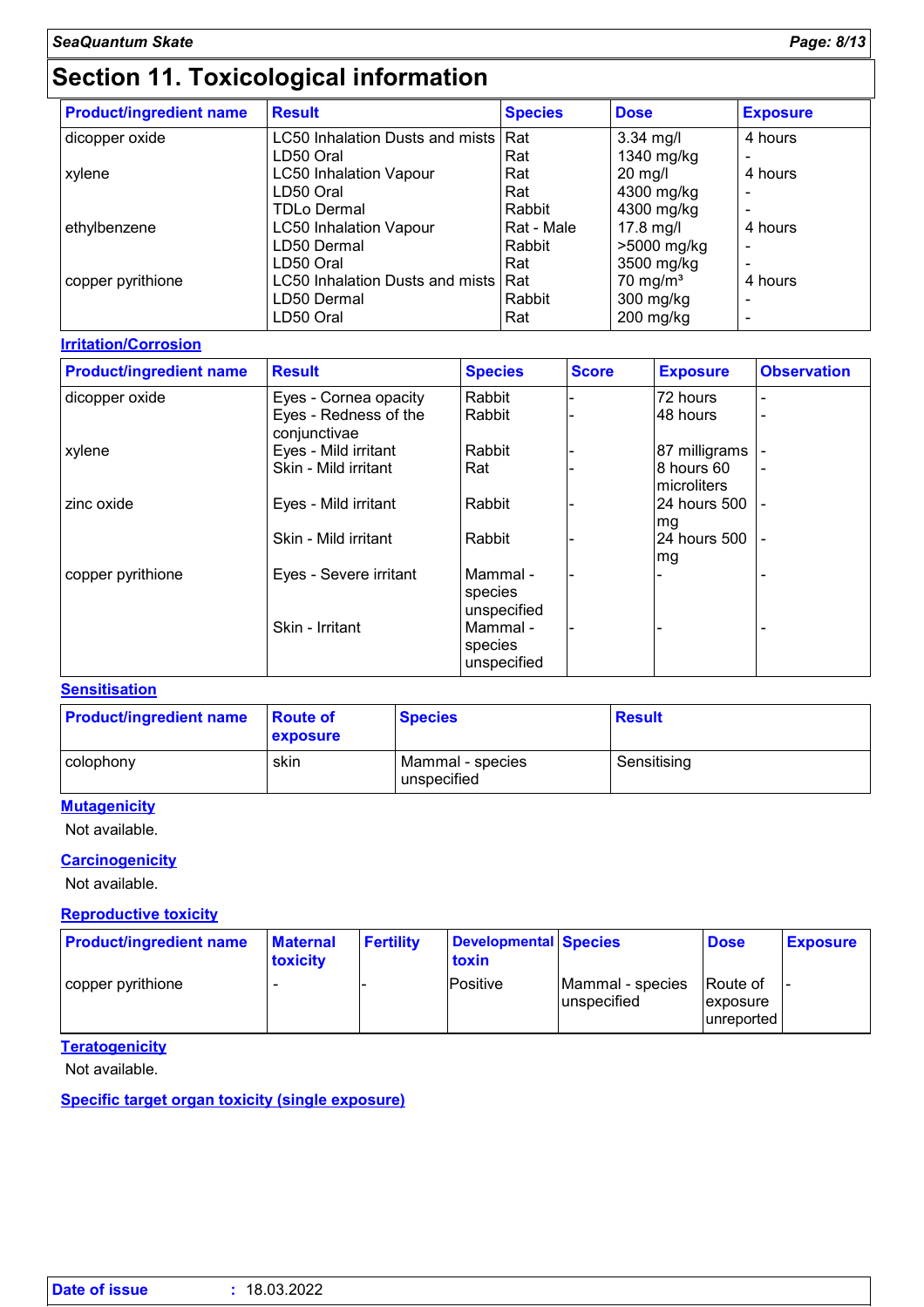# Section 11. Toxicological information

| Product/ingredient name | Result | Species | Dose | Exposure |
|---|---|---|---|---|
| dicopper oxide | LC50 Inhalation Dusts and mists | Rat | 3.34 mg/l | 4 hours |
| | LD50 Oral | Rat | 1340 mg/kg | - |
| xylene | LC50 Inhalation Vapour | Rat | 20 mg/l | 4 hours |
| | LD50 Oral | Rat | 4300 mg/kg | - |
| | TDLo Dermal | Rabbit | 4300 mg/kg | - |
| ethylbenzene | LC50 Inhalation Vapour | Rat - Male | 17.8 mg/l | 4 hours |
| | LD50 Dermal | Rabbit | >5000 mg/kg | - |
| | LD50 Oral | Rat | 3500 mg/kg | - |
| copper pyrithione | LC50 Inhalation Dusts and mists | Rat | 70 mg/m³ | 4 hours |
| | LD50 Dermal | Rabbit | 300 mg/kg | - |
| | LD50 Oral | Rat | 200 mg/kg | - |

**Irritation/Corrosion**

| Product/ingredient name | Result | Species | Score | Exposure | Observation |
|---|---|---|---|---|---|
| dicopper oxide | Eyes - Cornea opacity | Rabbit | - | 72 hours | - |
| | Eyes - Redness of the conjunctivae | Rabbit | - | 48 hours | - |
| xylene | Eyes - Mild irritant | Rabbit | - | 87 milligrams | - |
| | Skin - Mild irritant | Rat | - | 8 hours 60 microliters | - |
| zinc oxide | Eyes - Mild irritant | Rabbit | - | 24 hours 500 mg | - |
| | Skin - Mild irritant | Rabbit | - | 24 hours 500 mg | - |
| copper pyrithione | Eyes - Severe irritant | Mammal - species unspecified | - | - | - |
| | Skin - Irritant | Mammal - species unspecified | - | - | - |

**Sensitisation**

| Product/ingredient name | Route of exposure | Species | Result |
|---|---|---|---|
| colophony | skin | Mammal - species unspecified | Sensitising |

**Mutagenicity**

Not available.

**Carcinogenicity**

Not available.

**Reproductive toxicity**

| Product/ingredient name | Maternal toxicity | Fertility | Developmental toxin | Species | Dose | Exposure |
|---|---|---|---|---|---|---|
| copper pyrithione | - | - | Positive | Mammal - species unspecified | Route of exposure unreported | - |

**Teratogenicity**

Not available.

**Specific target organ toxicity (single exposure)**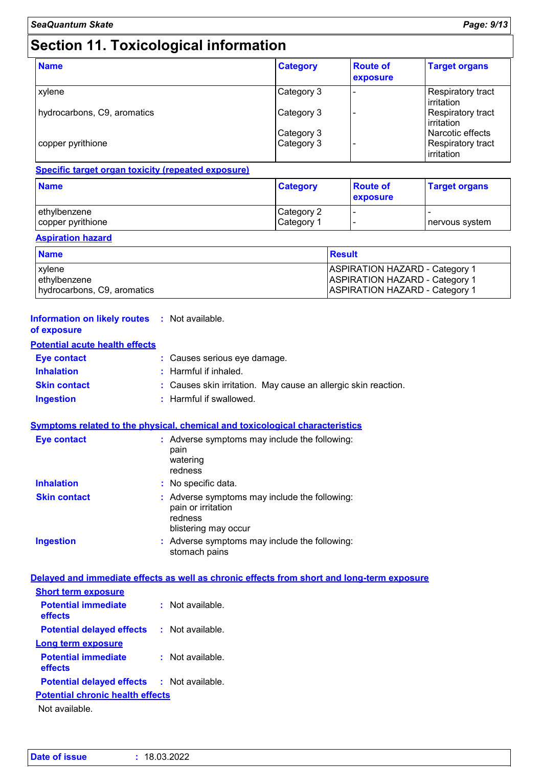## Section 11. Toxicological information

| Name | Category | Route of exposure | Target organs |
|---|---|---|---|
| xylene | Category 3 | - | Respiratory tract irritation |
| hydrocarbons, C9, aromatics | Category 3 | - | Respiratory tract irritation |
| | Category 3 | | Narcotic effects |
| copper pyrithione | Category 3 | - | Respiratory tract irritation |

**Specific target organ toxicity (repeated exposure)**

| Name | Category | Route of exposure | Target organs |
|---|---|---|---|
| ethylbenzene | Category 2 | - | - |
| copper pyrithione | Category 1 | - | nervous system |

**Aspiration hazard**

| Name | Result |
|---|---|
| xylene | ASPIRATION HAZARD - Category 1 |
| ethylbenzene | ASPIRATION HAZARD - Category 1 |
| hydrocarbons, C9, aromatics | ASPIRATION HAZARD - Category 1 |

**Information on likely routes of exposure** : Not available.

**Potential acute health effects**

**Eye contact** : Causes serious eye damage.

**Inhalation** : Harmful if inhaled.

**Skin contact** : Causes skin irritation. May cause an allergic skin reaction.

**Ingestion** : Harmful if swallowed.

**Symptoms related to the physical, chemical and toxicological characteristics**

**Eye contact** : Adverse symptoms may include the following:
pain
watering
redness

**Inhalation** : No specific data.

**Skin contact** : Adverse symptoms may include the following:
pain or irritation
redness
blistering may occur

**Ingestion** : Adverse symptoms may include the following:
stomach pains

**Delayed and immediate effects as well as chronic effects from short and long-term exposure**

**Short term exposure**

**Potential immediate effects** : Not available.

**Potential delayed effects** : Not available.

**Long term exposure**

**Potential immediate effects** : Not available.

**Potential delayed effects** : Not available.

**Potential chronic health effects**

Not available.

**Date of issue** : 18.03.2022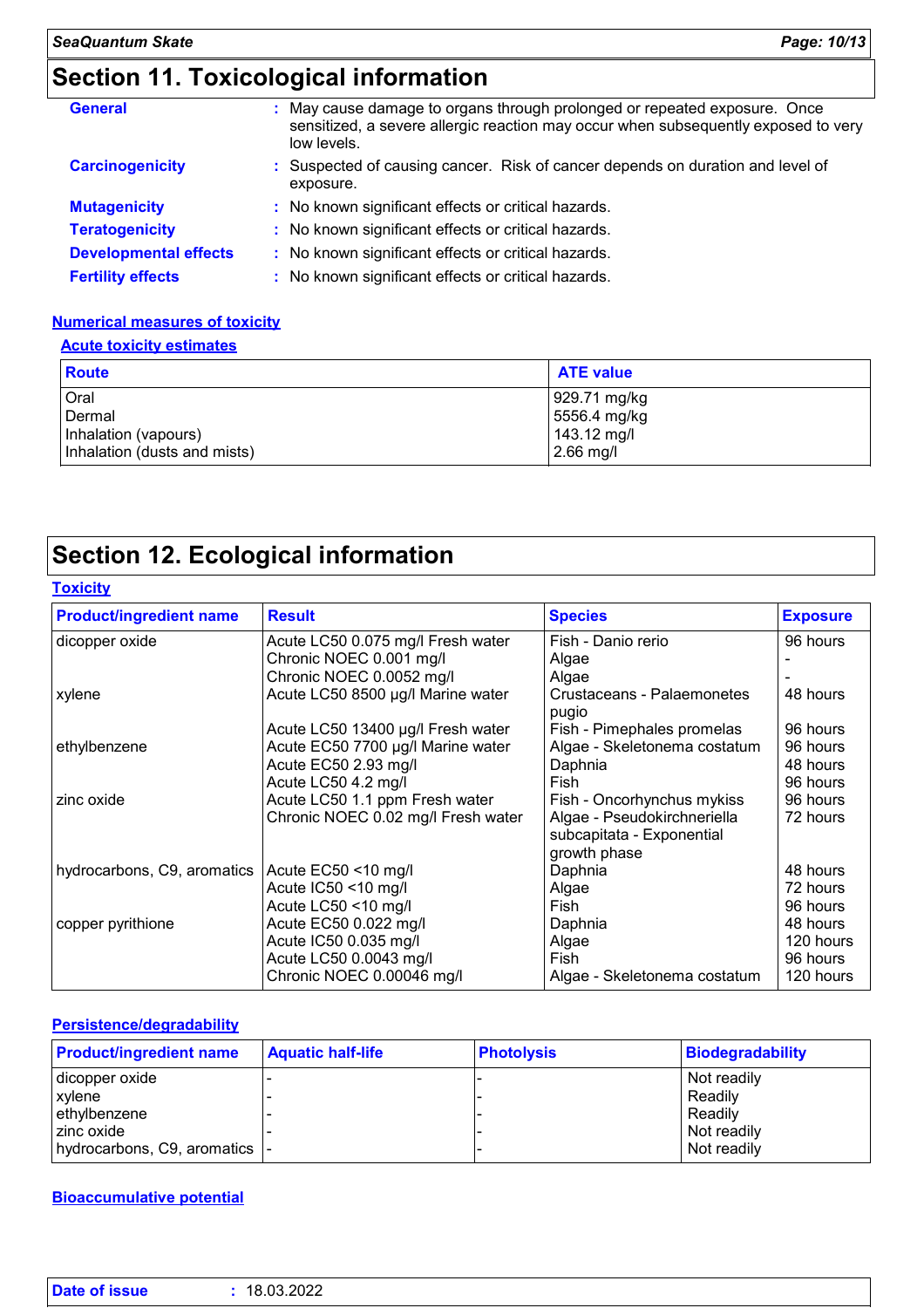# Section 11. Toxicological information

**General** : May cause damage to organs through prolonged or repeated exposure. Once sensitized, a severe allergic reaction may occur when subsequently exposed to very low levels.

**Carcinogenicity** : Suspected of causing cancer. Risk of cancer depends on duration and level of exposure.

**Mutagenicity** : No known significant effects or critical hazards.

**Teratogenicity** : No known significant effects or critical hazards.

**Developmental effects** : No known significant effects or critical hazards.

**Fertility effects** : No known significant effects or critical hazards.

### Numerical measures of toxicity

#### Acute toxicity estimates

| Route | ATE value |
|---|---|
| Oral | 929.71 mg/kg |
| Dermal | 5556.4 mg/kg |
| Inhalation (vapours) | 143.12 mg/l |
| Inhalation (dusts and mists) | 2.66 mg/l |

# Section 12. Ecological information

### Toxicity

| Product/ingredient name | Result | Species | Exposure |
|---|---|---|---|
| dicopper oxide | Acute LC50 0.075 mg/l Fresh water | Fish - Danio rerio | 96 hours |
| | Chronic NOEC 0.001 mg/l | Algae | - |
| | Chronic NOEC 0.0052 mg/l | Algae | - |
| xylene | Acute LC50 8500 µg/l Marine water | Crustaceans - Palaemonetes pugio | 48 hours |
| | Acute LC50 13400 µg/l Fresh water | Fish - Pimephales promelas | 96 hours |
| ethylbenzene | Acute EC50 7700 µg/l Marine water | Algae - Skeletonema costatum | 96 hours |
| | Acute EC50 2.93 mg/l | Daphnia | 48 hours |
| | Acute LC50 4.2 mg/l | Fish | 96 hours |
| zinc oxide | Acute LC50 1.1 ppm Fresh water | Fish - Oncorhynchus mykiss | 96 hours |
| | Chronic NOEC 0.02 mg/l Fresh water | Algae - Pseudokirchneriella subcapitata - Exponential growth phase | 72 hours |
| hydrocarbons, C9, aromatics | Acute EC50 <10 mg/l | Daphnia | 48 hours |
| | Acute IC50 <10 mg/l | Algae | 72 hours |
| | Acute LC50 <10 mg/l | Fish | 96 hours |
| copper pyrithione | Acute EC50 0.022 mg/l | Daphnia | 48 hours |
| | Acute IC50 0.035 mg/l | Algae | 120 hours |
| | Acute LC50 0.0043 mg/l | Fish | 96 hours |
| | Chronic NOEC 0.00046 mg/l | Algae - Skeletonema costatum | 120 hours |

### Persistence/degradability

| Product/ingredient name | Aquatic half-life | Photolysis | Biodegradability |
|---|---|---|---|
| dicopper oxide | - | - | Not readily |
| xylene | - | - | Readily |
| ethylbenzene | - | - | Readily |
| zinc oxide | - | - | Not readily |
| hydrocarbons, C9, aromatics | - | - | Not readily |

### Bioaccumulative potential

**Date of issue** : 18.03.2022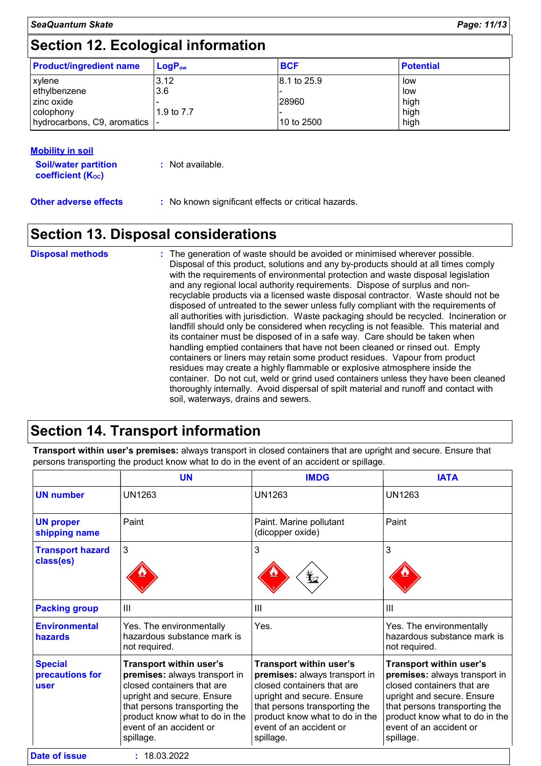## Section 12. Ecological information

| Product/ingredient name | $LogP_{ow}$ | BCF | Potential |
|---|---|---|---|
| xylene | 3.12 | 8.1 to 25.9 | low |
| ethylbenzene | 3.6 | - | low |
| zinc oxide | - | 28960 | high |
| colophony | 1.9 to 7.7 | - | high |
| hydrocarbons, C9, aromatics | - | 10 to 2500 | high |

**Mobility in soil**

**Soil/water partition coefficient ($K_{OC}$)** : Not available.

**Other adverse effects** : No known significant effects or critical hazards.

## Section 13. Disposal considerations

**Disposal methods** : The generation of waste should be avoided or minimised wherever possible. Disposal of this product, solutions and any by-products should at all times comply with the requirements of environmental protection and waste disposal legislation and any regional local authority requirements. Dispose of surplus and non-recyclable products via a licensed waste disposal contractor. Waste should not be disposed of untreated to the sewer unless fully compliant with the requirements of all authorities with jurisdiction. Waste packaging should be recycled. Incineration or landfill should only be considered when recycling is not feasible. This material and its container must be disposed of in a safe way. Care should be taken when handling emptied containers that have not been cleaned or rinsed out. Empty containers or liners may retain some product residues. Vapour from product residues may create a highly flammable or explosive atmosphere inside the container. Do not cut, weld or grind used containers unless they have been cleaned thoroughly internally. Avoid dispersal of spilt material and runoff and contact with soil, waterways, drains and sewers.

## Section 14. Transport information

**Transport within user's premises:** always transport in closed containers that are upright and secure. Ensure that persons transporting the product know what to do in the event of an accident or spillage.

| | UN | IMDG | IATA |
|---|---|---|---|
| **UN number** | UN1263 | UN1263 | UN1263 |
| **UN proper shipping name** | Paint | Paint. Marine pollutant (dicopper oxide) | Paint |
| **Transport hazard class(es)** | 3 | 3 | 3 |
| **Packing group** | III | III | III |
| **Environmental hazards** | Yes. The environmentally hazardous substance mark is not required. | Yes. | Yes. The environmentally hazardous substance mark is not required. |
| **Special precautions for user** | **Transport within user's premises:** always transport in closed containers that are upright and secure. Ensure that persons transporting the product know what to do in the event of an accident or spillage. | **Transport within user's premises:** always transport in closed containers that are upright and secure. Ensure that persons transporting the product know what to do in the event of an accident or spillage. | **Transport within user's premises:** always transport in closed containers that are upright and secure. Ensure that persons transporting the product know what to do in the event of an accident or spillage. |

**Date of issue** : 18.03.2022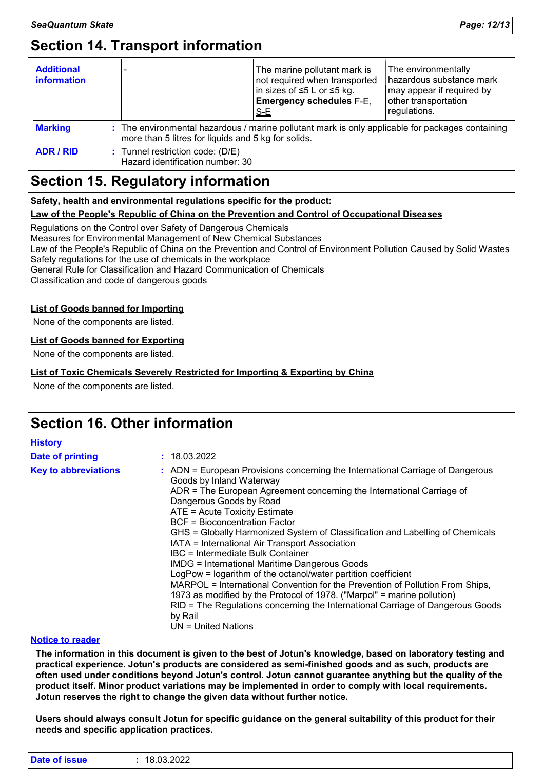## Section 14. Transport information

| Additional information | - | The marine pollutant mark is not required when transported in sizes of ≤5 L or ≤5 kg. **Emergency schedules** F-E, S-E | The environmentally hazardous substance mark may appear if required by other transportation regulations. |
|---|---|---|---|

**Marking** : The environmental hazardous / marine pollutant mark is only applicable for packages containing more than 5 litres for liquids and 5 kg for solids.

**ADR / RID** : Tunnel restriction code: (D/E)
Hazard identification number: 30

## Section 15. Regulatory information

**Safety, health and environmental regulations specific for the product:**

**Law of the People's Republic of China on the Prevention and Control of Occupational Diseases**

Regulations on the Control over Safety of Dangerous Chemicals
Measures for Environmental Management of New Chemical Substances
Law of the People's Republic of China on the Prevention and Control of Environment Pollution Caused by Solid Wastes
Safety regulations for the use of chemicals in the workplace
General Rule for Classification and Hazard Communication of Chemicals
Classification and code of dangerous goods

**List of Goods banned for Importing**

None of the components are listed.

**List of Goods banned for Exporting**

None of the components are listed.

**List of Toxic Chemicals Severely Restricted for Importing & Exporting by China**

None of the components are listed.

## Section 16. Other information

**History**

**Date of printing** : 18.03.2022

**Key to abbreviations** : ADN = European Provisions concerning the International Carriage of Dangerous Goods by Inland Waterway
ADR = The European Agreement concerning the International Carriage of Dangerous Goods by Road
ATE = Acute Toxicity Estimate
BCF = Bioconcentration Factor
GHS = Globally Harmonized System of Classification and Labelling of Chemicals
IATA = International Air Transport Association
IBC = Intermediate Bulk Container
IMDG = International Maritime Dangerous Goods
LogPow = logarithm of the octanol/water partition coefficient
MARPOL = International Convention for the Prevention of Pollution From Ships, 1973 as modified by the Protocol of 1978. ("Marpol" = marine pollution)
RID = The Regulations concerning the International Carriage of Dangerous Goods by Rail
UN = United Nations

**Notice to reader**

**The information in this document is given to the best of Jotun's knowledge, based on laboratory testing and practical experience. Jotun's products are considered as semi-finished goods and as such, products are often used under conditions beyond Jotun's control. Jotun cannot guarantee anything but the quality of the product itself. Minor product variations may be implemented in order to comply with local requirements. Jotun reserves the right to change the given data without further notice.**

**Users should always consult Jotun for specific guidance on the general suitability of this product for their needs and specific application practices.**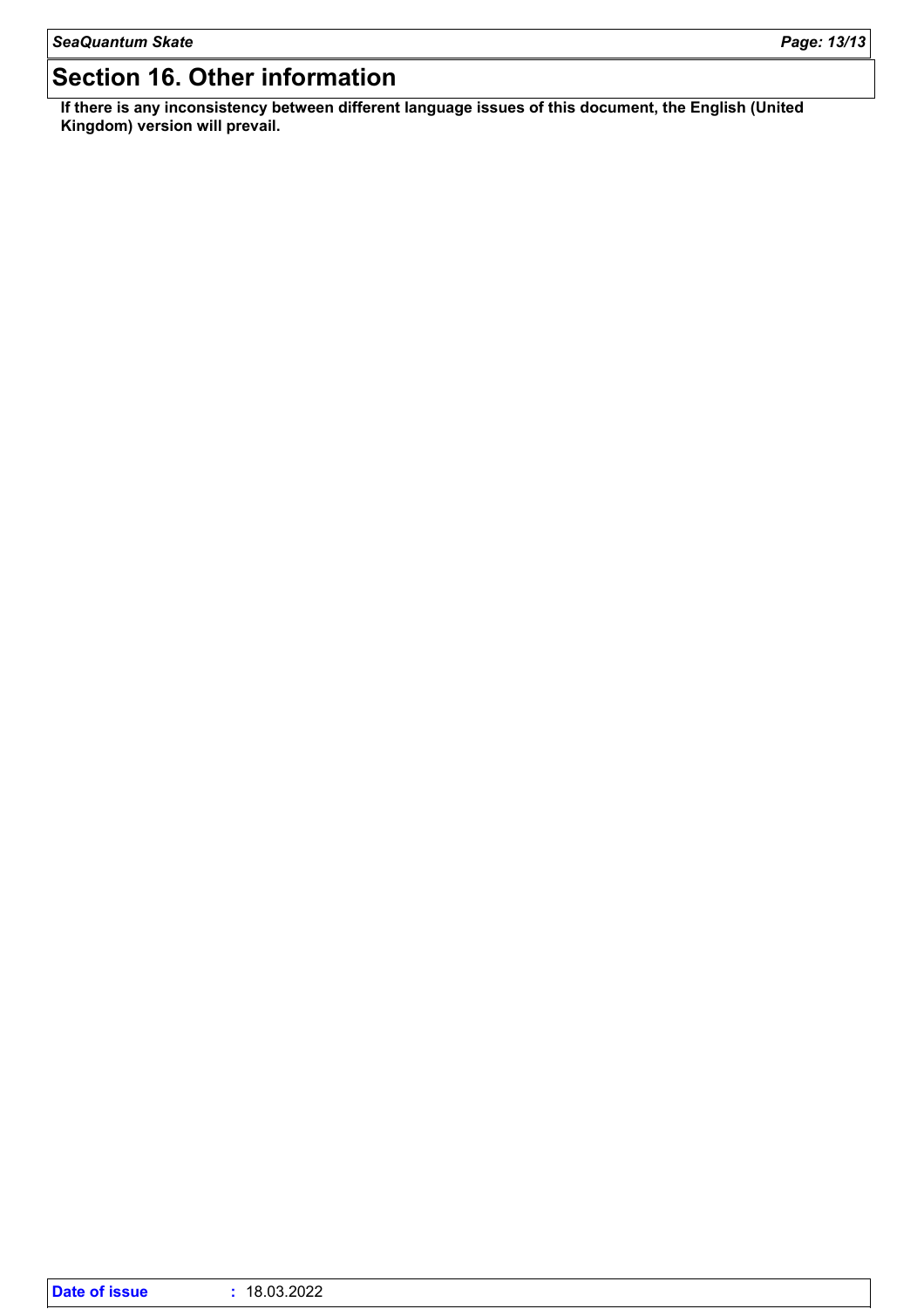## Section 16. Other information

**If there is any inconsistency between different language issues of this document, the English (United Kingdom) version will prevail.**

**Date of issue** : 18.03.2022